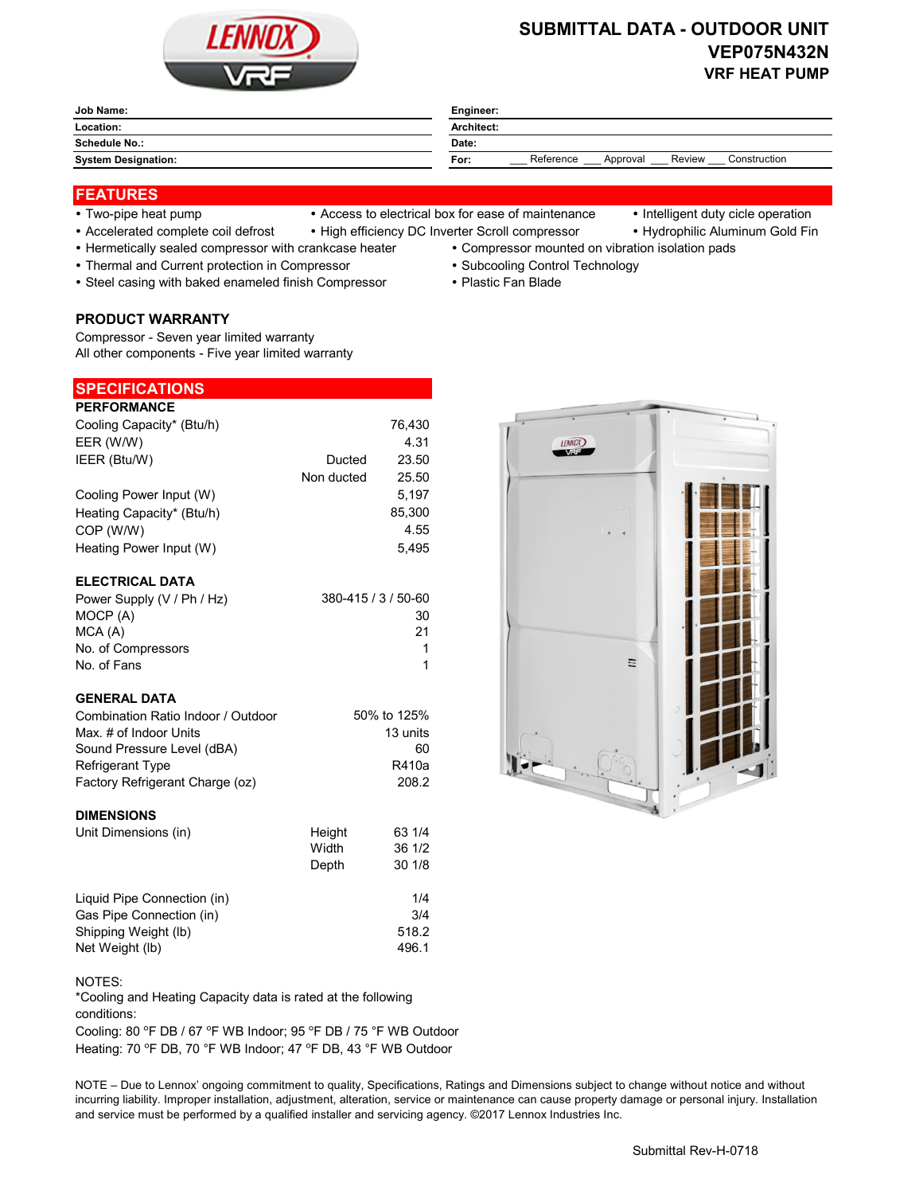# SUBMITTAL DATA - OUTDOOR UNIT
## VEP075N432N
### VRF HEAT PUMP

| | | | |
|---|---|---|---|
| **Job Name:** | | **Engineer:** | |
| **Location:** | | **Architect:** | |
| **Schedule No.:** | | **Date:** | |
| **System Designation:** | | **For:** | ___ Reference ___ Approval ___ Review ___ Construction |

## FEATURES

- Two-pipe heat pump
- Accelerated complete coil defrost
- Hermetically sealed compressor with crankcase heater
- Thermal and Current protection in Compressor
- Steel casing with baked enameled finish Compressor
- Access to electrical box for ease of maintenance
- High efficiency DC Inverter Scroll compressor
- Compressor mounted on vibration isolation pads
- Subcooling Control Technology
- Plastic Fan Blade
- Intelligent duty cicle operation
- Hydrophilic Aluminum Gold Fin

### PRODUCT WARRANTY

Compressor - Seven year limited warranty
All other components - Five year limited warranty

## SPECIFICATIONS

### PERFORMANCE

| | | |
|---|---|---|
| Cooling Capacity* (Btu/h) | | 76,430 |
| EER (W/W) | | 4.31 |
| IEER (Btu/W) | Ducted | 23.50 |
| | Non ducted | 25.50 |
| Cooling Power Input (W) | | 5,197 |
| Heating Capacity* (Btu/h) | | 85,300 |
| COP (W/W) | | 4.55 |
| Heating Power Input (W) | | 5,495 |

### ELECTRICAL DATA

| | |
|---|---|
| Power Supply (V / Ph / Hz) | 380-415 / 3 / 50-60 |
| MOCP (A) | 30 |
| MCA (A) | 21 |
| No. of Compressors | 1 |
| No. of Fans | 1 |

### GENERAL DATA

| | |
|---|---|
| Combination Ratio Indoor / Outdoor | 50% to 125% |
| Max. # of Indoor Units | 13 units |
| Sound Pressure Level (dBA) | 60 |
| Refrigerant Type | R410a |
| Factory Refrigerant Charge (oz) | 208.2 |

### DIMENSIONS

| | | |
|---|---|---|
| Unit Dimensions (in) | Height | 63 1/4 |
| | Width | 36 1/2 |
| | Depth | 30 1/8 |
| Liquid Pipe Connection (in) | | 1/4 |
| Gas Pipe Connection (in) | | 3/4 |
| Shipping Weight (lb) | | 518.2 |
| Net Weight (lb) | | 496.1 |

NOTES:
*Cooling and Heating Capacity data is rated at the following conditions:
Cooling: 80 °F DB / 67 °F WB Indoor; 95 °F DB / 75 °F WB Outdoor
Heating: 70 °F DB, 70 °F WB Indoor; 47 °F DB, 43 °F WB Outdoor

NOTE – Due to Lennox' ongoing commitment to quality, Specifications, Ratings and Dimensions subject to change without notice and without incurring liability. Improper installation, adjustment, alteration, service or maintenance can cause property damage or personal injury. Installation and service must be performed by a qualified installer and servicing agency. ©2017 Lennox Industries Inc.

Submittal Rev-H-0718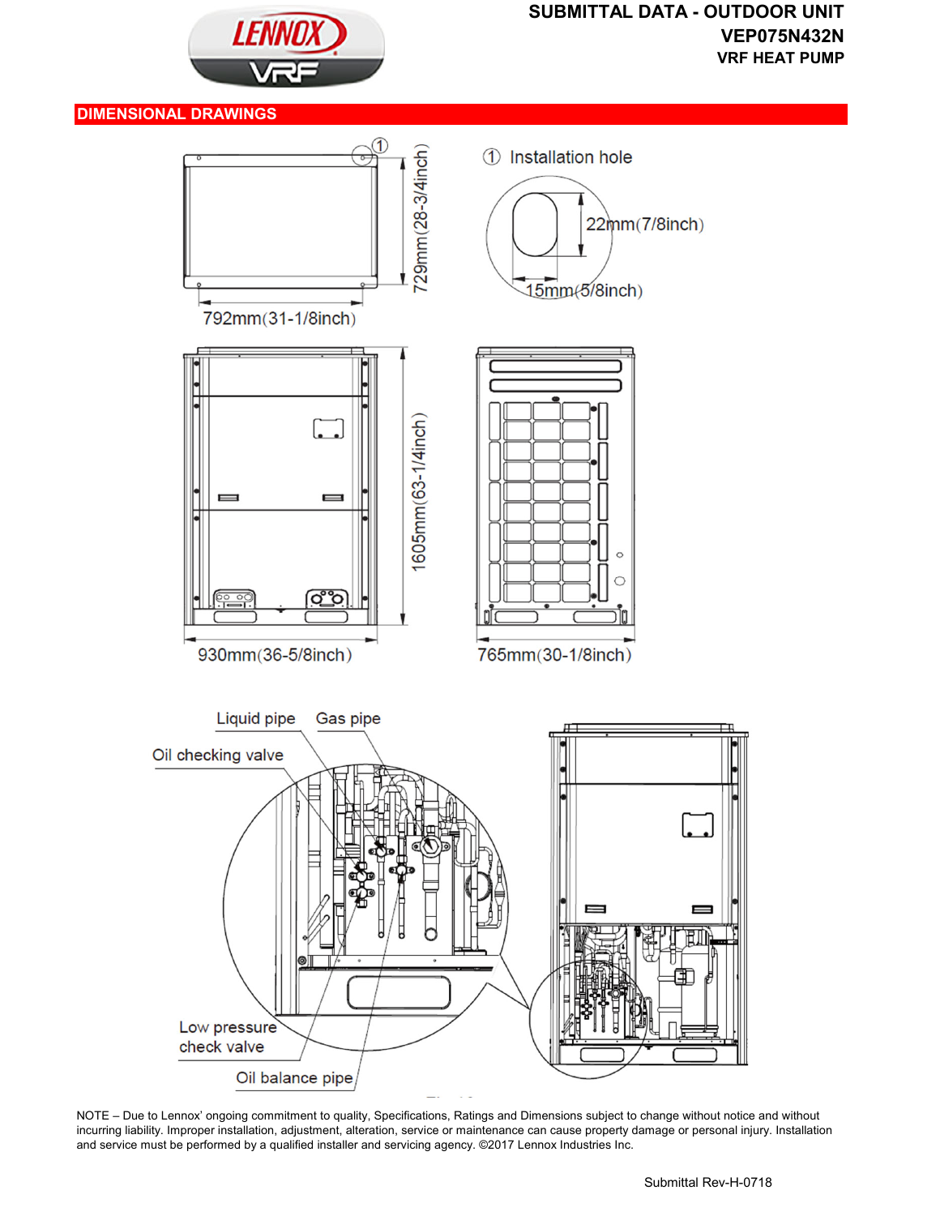# SUBMITTAL DATA - OUTDOOR UNIT

## VEP075N432N

### VRF HEAT PUMP

## DIMENSIONAL DRAWINGS

① Installation hole

22mm(7/8inch)

15mm(5/8inch)

729mm(28-3/4inch)

792mm(31-1/8inch)

1605mm(63-1/4inch)

930mm(36-5/8inch)

765mm(30-1/8inch)

Liquid pipe

Gas pipe

Oil checking valve

Low pressure check valve

Oil balance pipe

NOTE – Due to Lennox' ongoing commitment to quality, Specifications, Ratings and Dimensions subject to change without notice and without incurring liability. Improper installation, adjustment, alteration, service or maintenance can cause property damage or personal injury. Installation and service must be performed by a qualified installer and servicing agency. ©2017 Lennox Industries Inc.

Submittal Rev-H-0718